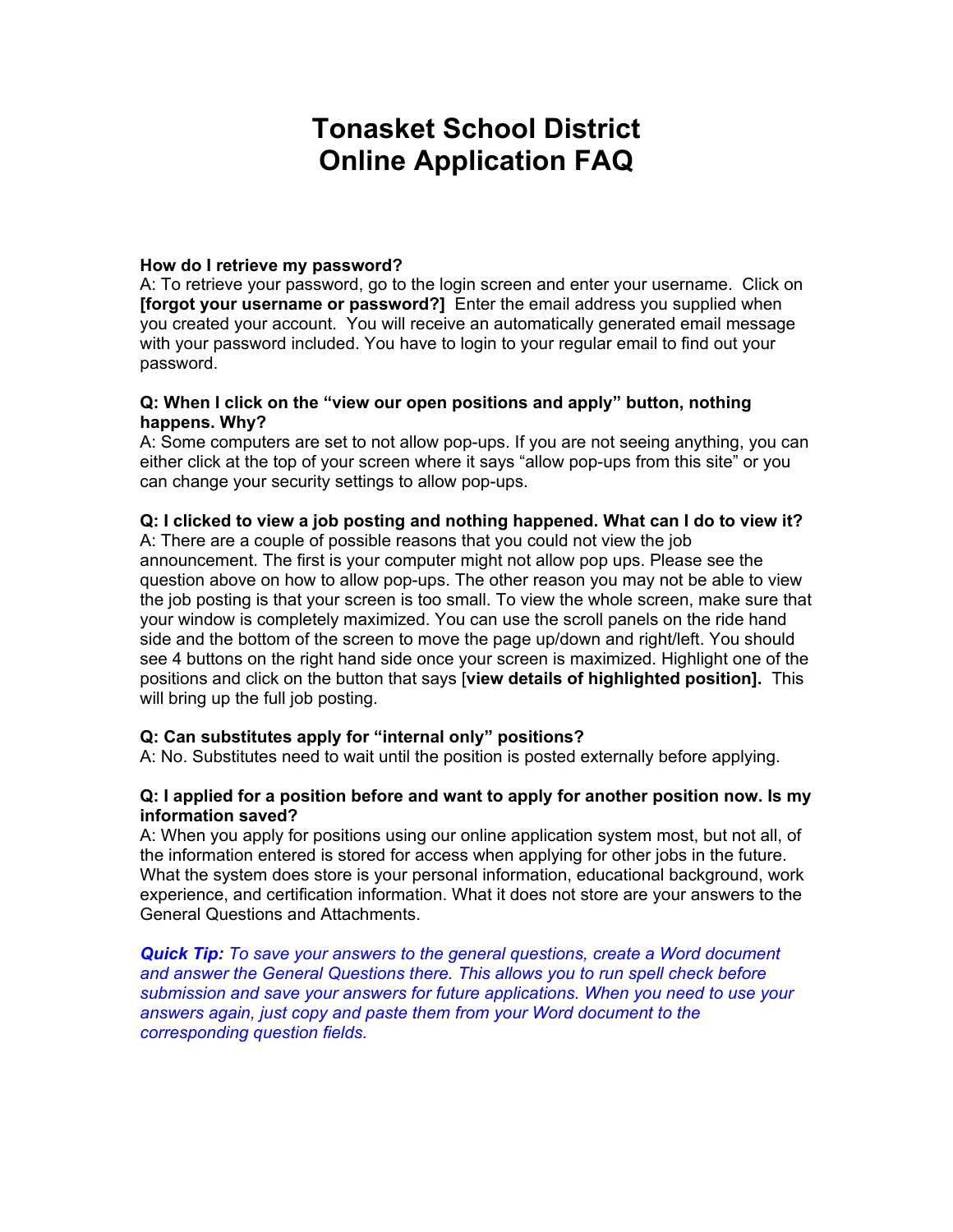# Tonasket School District
# Online Application FAQ

**How do I retrieve my password?**
A: To retrieve your password, go to the login screen and enter your username. Click on **[forgot your username or password?]** Enter the email address you supplied when you created your account. You will receive an automatically generated email message with your password included. You have to login to your regular email to find out your password.

**Q: When I click on the "view our open positions and apply" button, nothing happens. Why?**
A: Some computers are set to not allow pop-ups. If you are not seeing anything, you can either click at the top of your screen where it says "allow pop-ups from this site" or you can change your security settings to allow pop-ups.

**Q: I clicked to view a job posting and nothing happened. What can I do to view it?**
A: There are a couple of possible reasons that you could not view the job announcement. The first is your computer might not allow pop ups. Please see the question above on how to allow pop-ups. The other reason you may not be able to view the job posting is that your screen is too small. To view the whole screen, make sure that your window is completely maximized. You can use the scroll panels on the ride hand side and the bottom of the screen to move the page up/down and right/left. You should see 4 buttons on the right hand side once your screen is maximized. Highlight one of the positions and click on the button that says [**view details of highlighted position].** This will bring up the full job posting.

**Q: Can substitutes apply for "internal only" positions?**
A: No. Substitutes need to wait until the position is posted externally before applying.

**Q: I applied for a position before and want to apply for another position now. Is my information saved?**
A: When you apply for positions using our online application system most, but not all, of the information entered is stored for access when applying for other jobs in the future. What the system does store is your personal information, educational background, work experience, and certification information. What it does not store are your answers to the General Questions and Attachments.

***Quick Tip:*** *To save your answers to the general questions, create a Word document and answer the General Questions there. This allows you to run spell check before submission and save your answers for future applications. When you need to use your answers again, just copy and paste them from your Word document to the corresponding question fields.*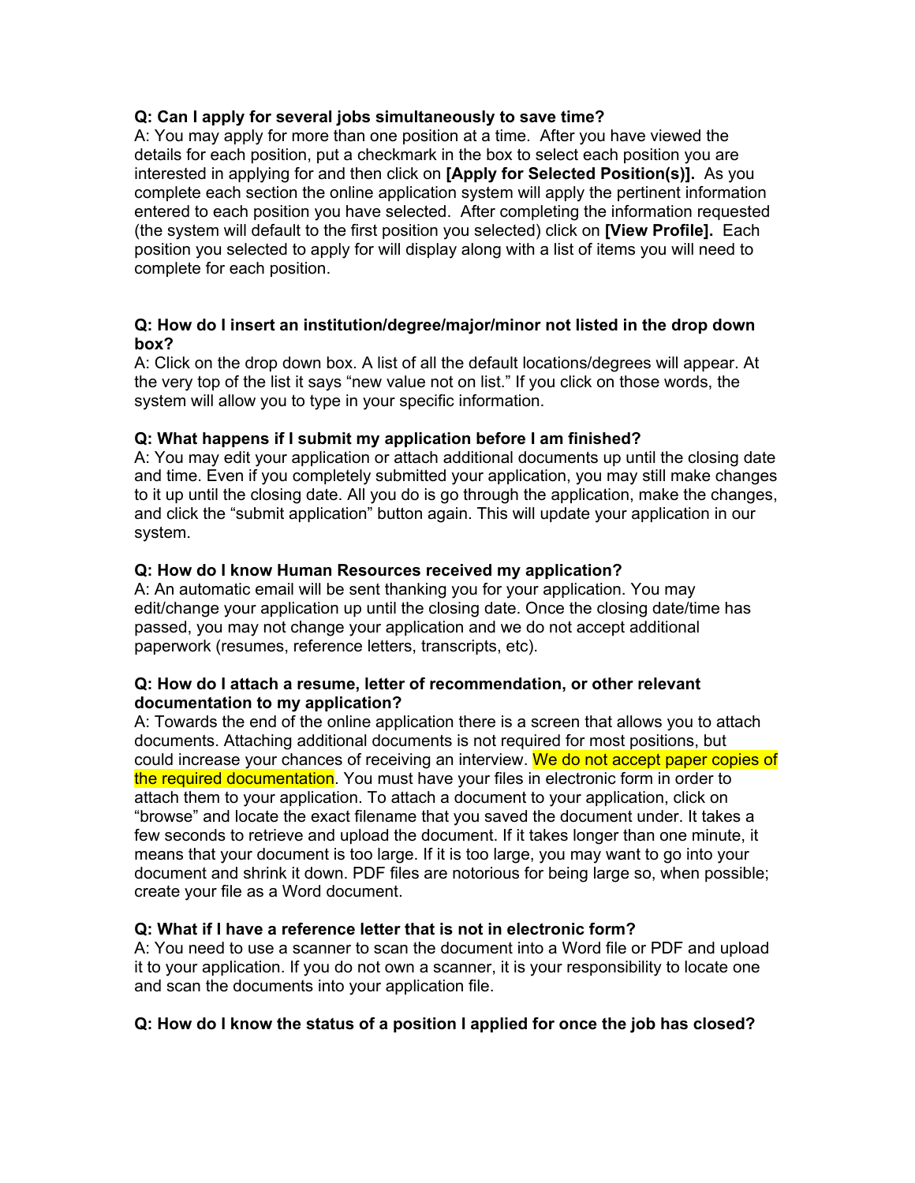**Q: Can I apply for several jobs simultaneously to save time?**
A: You may apply for more than one position at a time. After you have viewed the details for each position, put a checkmark in the box to select each position you are interested in applying for and then click on **[Apply for Selected Position(s)].** As you complete each section the online application system will apply the pertinent information entered to each position you have selected. After completing the information requested (the system will default to the first position you selected) click on **[View Profile].** Each position you selected to apply for will display along with a list of items you will need to complete for each position.

**Q: How do I insert an institution/degree/major/minor not listed in the drop down box?**
A: Click on the drop down box. A list of all the default locations/degrees will appear. At the very top of the list it says "new value not on list." If you click on those words, the system will allow you to type in your specific information.

**Q: What happens if I submit my application before I am finished?**
A: You may edit your application or attach additional documents up until the closing date and time. Even if you completely submitted your application, you may still make changes to it up until the closing date. All you do is go through the application, make the changes, and click the "submit application" button again. This will update your application in our system.

**Q: How do I know Human Resources received my application?**
A: An automatic email will be sent thanking you for your application. You may edit/change your application up until the closing date. Once the closing date/time has passed, you may not change your application and we do not accept additional paperwork (resumes, reference letters, transcripts, etc).

**Q: How do I attach a resume, letter of recommendation, or other relevant documentation to my application?**
A: Towards the end of the online application there is a screen that allows you to attach documents. Attaching additional documents is not required for most positions, but could increase your chances of receiving an interview. We do not accept paper copies of the required documentation. You must have your files in electronic form in order to attach them to your application. To attach a document to your application, click on "browse" and locate the exact filename that you saved the document under. It takes a few seconds to retrieve and upload the document. If it takes longer than one minute, it means that your document is too large. If it is too large, you may want to go into your document and shrink it down. PDF files are notorious for being large so, when possible; create your file as a Word document.

**Q: What if I have a reference letter that is not in electronic form?**
A: You need to use a scanner to scan the document into a Word file or PDF and upload it to your application. If you do not own a scanner, it is your responsibility to locate one and scan the documents into your application file.

**Q: How do I know the status of a position I applied for once the job has closed?**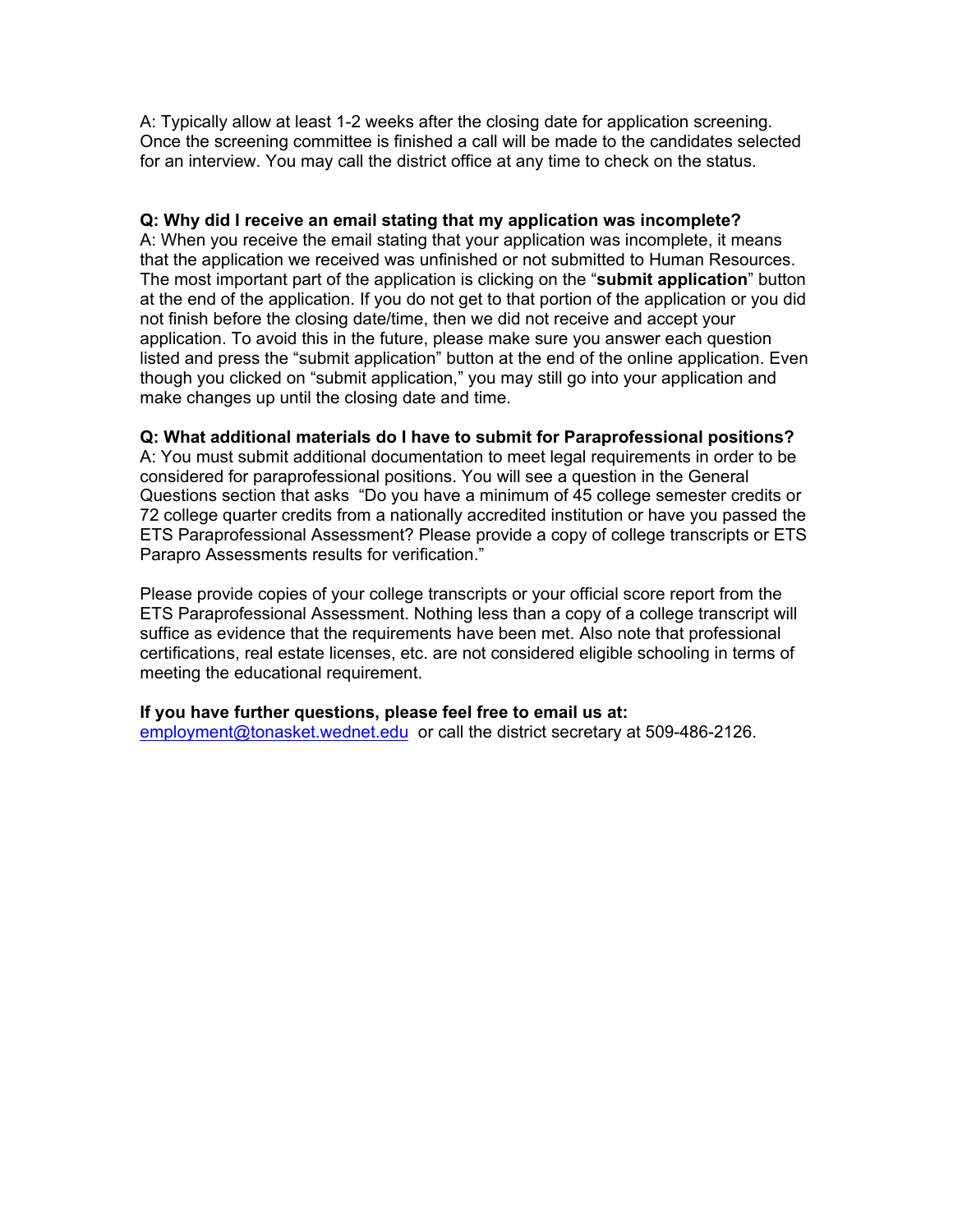A: Typically allow at least 1-2 weeks after the closing date for application screening. Once the screening committee is finished a call will be made to the candidates selected for an interview. You may call the district office at any time to check on the status.

**Q: Why did I receive an email stating that my application was incomplete?**
A: When you receive the email stating that your application was incomplete, it means that the application we received was unfinished or not submitted to Human Resources. The most important part of the application is clicking on the "**submit application**" button at the end of the application. If you do not get to that portion of the application or you did not finish before the closing date/time, then we did not receive and accept your application. To avoid this in the future, please make sure you answer each question listed and press the "submit application" button at the end of the online application. Even though you clicked on "submit application," you may still go into your application and make changes up until the closing date and time.

**Q: What additional materials do I have to submit for Paraprofessional positions?**
A: You must submit additional documentation to meet legal requirements in order to be considered for paraprofessional positions. You will see a question in the General Questions section that asks "Do you have a minimum of 45 college semester credits or 72 college quarter credits from a nationally accredited institution or have you passed the ETS Paraprofessional Assessment? Please provide a copy of college transcripts or ETS Parapro Assessments results for verification."

Please provide copies of your college transcripts or your official score report from the ETS Paraprofessional Assessment. Nothing less than a copy of a college transcript will suffice as evidence that the requirements have been met. Also note that professional certifications, real estate licenses, etc. are not considered eligible schooling in terms of meeting the educational requirement.

**If you have further questions, please feel free to email us at:**
employment@tonasket.wednet.edu or call the district secretary at 509-486-2126.